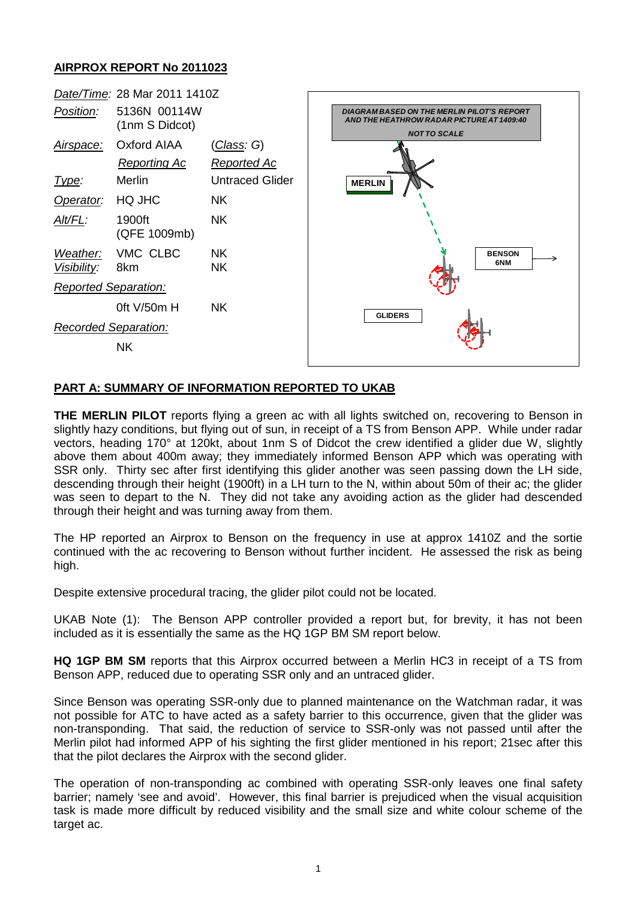## AIRPROX REPORT No 2011023

| | | |
|---|---|---|
| *Date/Time:* | 28 Mar 2011 1410Z | |
| *Position:* | 5136N 00114W (1nm S Didcot) | |
| *Airspace:* | Oxford AIAA | (*Class: G*) |
| | *Reporting Ac* | *Reported Ac* |
| *Type:* | Merlin | Untraced Glider |
| *Operator:* | HQ JHC | NK |
| *Alt/FL:* | 1900ft (QFE 1009mb) | NK |
| *Weather:* | VMC CLBC | NK |
| *Visibility:* | 8km | NK |
| *Reported Separation:* | | |
| | 0ft V/50m H | NK |
| *Recorded Separation:* | | |
| | NK | |

DIAGRAM BASED ON THE MERLIN PILOT'S REPORT AND THE HEATHROW RADAR PICTURE AT 1409:40

NOT TO SCALE

MERLIN

BENSON 6NM

GLIDERS

## PART A: SUMMARY OF INFORMATION REPORTED TO UKAB

**THE MERLIN PILOT** reports flying a green ac with all lights switched on, recovering to Benson in slightly hazy conditions, but flying out of sun, in receipt of a TS from Benson APP. While under radar vectors, heading 170° at 120kt, about 1nm S of Didcot the crew identified a glider due W, slightly above them about 400m away; they immediately informed Benson APP which was operating with SSR only. Thirty sec after first identifying this glider another was seen passing down the LH side, descending through their height (1900ft) in a LH turn to the N, within about 50m of their ac; the glider was seen to depart to the N. They did not take any avoiding action as the glider had descended through their height and was turning away from them.

The HP reported an Airprox to Benson on the frequency in use at approx 1410Z and the sortie continued with the ac recovering to Benson without further incident. He assessed the risk as being high.

Despite extensive procedural tracing, the glider pilot could not be located.

UKAB Note (1): The Benson APP controller provided a report but, for brevity, it has not been included as it is essentially the same as the HQ 1GP BM SM report below.

**HQ 1GP BM SM** reports that this Airprox occurred between a Merlin HC3 in receipt of a TS from Benson APP, reduced due to operating SSR only and an untraced glider.

Since Benson was operating SSR-only due to planned maintenance on the Watchman radar, it was not possible for ATC to have acted as a safety barrier to this occurrence, given that the glider was non-transponding. That said, the reduction of service to SSR-only was not passed until after the Merlin pilot had informed APP of his sighting the first glider mentioned in his report; 21sec after this that the pilot declares the Airprox with the second glider.

The operation of non-transponding ac combined with operating SSR-only leaves one final safety barrier; namely 'see and avoid'. However, this final barrier is prejudiced when the visual acquisition task is made more difficult by reduced visibility and the small size and white colour scheme of the target ac.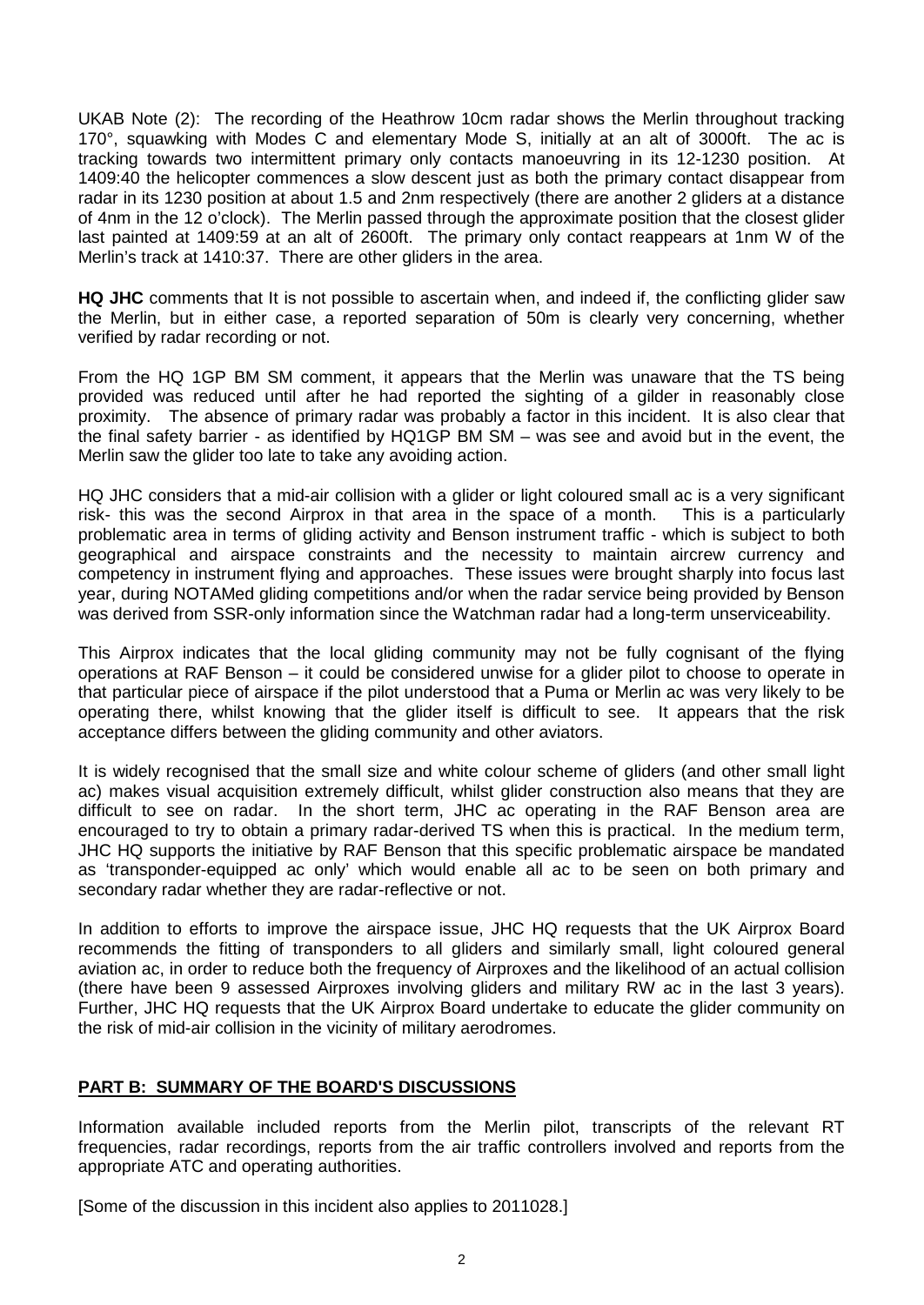UKAB Note (2): The recording of the Heathrow 10cm radar shows the Merlin throughout tracking 170°, squawking with Modes C and elementary Mode S, initially at an alt of 3000ft. The ac is tracking towards two intermittent primary only contacts manoeuvring in its 12-1230 position. At 1409:40 the helicopter commences a slow descent just as both the primary contact disappear from radar in its 1230 position at about 1.5 and 2nm respectively (there are another 2 gliders at a distance of 4nm in the 12 o'clock). The Merlin passed through the approximate position that the closest glider last painted at 1409:59 at an alt of 2600ft. The primary only contact reappears at 1nm W of the Merlin's track at 1410:37. There are other gliders in the area.

**HQ JHC** comments that It is not possible to ascertain when, and indeed if, the conflicting glider saw the Merlin, but in either case, a reported separation of 50m is clearly very concerning, whether verified by radar recording or not.

From the HQ 1GP BM SM comment, it appears that the Merlin was unaware that the TS being provided was reduced until after he had reported the sighting of a gilder in reasonably close proximity. The absence of primary radar was probably a factor in this incident. It is also clear that the final safety barrier - as identified by HQ1GP BM SM – was see and avoid but in the event, the Merlin saw the glider too late to take any avoiding action.

HQ JHC considers that a mid-air collision with a glider or light coloured small ac is a very significant risk- this was the second Airprox in that area in the space of a month. This is a particularly problematic area in terms of gliding activity and Benson instrument traffic - which is subject to both geographical and airspace constraints and the necessity to maintain aircrew currency and competency in instrument flying and approaches. These issues were brought sharply into focus last year, during NOTAMed gliding competitions and/or when the radar service being provided by Benson was derived from SSR-only information since the Watchman radar had a long-term unserviceability.

This Airprox indicates that the local gliding community may not be fully cognisant of the flying operations at RAF Benson – it could be considered unwise for a glider pilot to choose to operate in that particular piece of airspace if the pilot understood that a Puma or Merlin ac was very likely to be operating there, whilst knowing that the glider itself is difficult to see. It appears that the risk acceptance differs between the gliding community and other aviators.

It is widely recognised that the small size and white colour scheme of gliders (and other small light ac) makes visual acquisition extremely difficult, whilst glider construction also means that they are difficult to see on radar. In the short term, JHC ac operating in the RAF Benson area are encouraged to try to obtain a primary radar-derived TS when this is practical. In the medium term, JHC HQ supports the initiative by RAF Benson that this specific problematic airspace be mandated as 'transponder-equipped ac only' which would enable all ac to be seen on both primary and secondary radar whether they are radar-reflective or not.

In addition to efforts to improve the airspace issue, JHC HQ requests that the UK Airprox Board recommends the fitting of transponders to all gliders and similarly small, light coloured general aviation ac, in order to reduce both the frequency of Airproxes and the likelihood of an actual collision (there have been 9 assessed Airproxes involving gliders and military RW ac in the last 3 years). Further, JHC HQ requests that the UK Airprox Board undertake to educate the glider community on the risk of mid-air collision in the vicinity of military aerodromes.

## PART B: SUMMARY OF THE BOARD'S DISCUSSIONS

Information available included reports from the Merlin pilot, transcripts of the relevant RT frequencies, radar recordings, reports from the air traffic controllers involved and reports from the appropriate ATC and operating authorities.

[Some of the discussion in this incident also applies to 2011028.]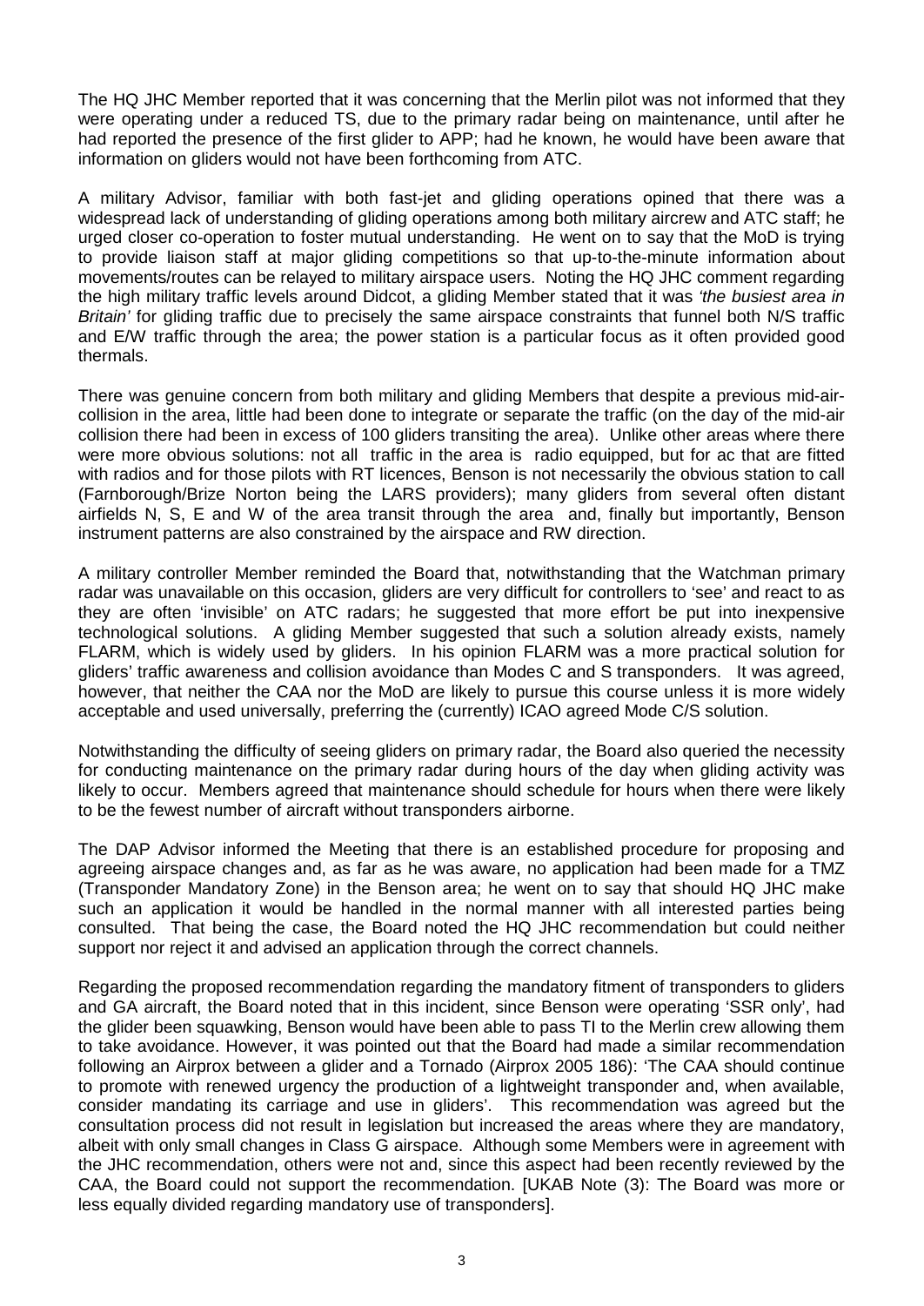The HQ JHC Member reported that it was concerning that the Merlin pilot was not informed that they were operating under a reduced TS, due to the primary radar being on maintenance, until after he had reported the presence of the first glider to APP; had he known, he would have been aware that information on gliders would not have been forthcoming from ATC.

A military Advisor, familiar with both fast-jet and gliding operations opined that there was a widespread lack of understanding of gliding operations among both military aircrew and ATC staff; he urged closer co-operation to foster mutual understanding. He went on to say that the MoD is trying to provide liaison staff at major gliding competitions so that up-to-the-minute information about movements/routes can be relayed to military airspace users. Noting the HQ JHC comment regarding the high military traffic levels around Didcot, a gliding Member stated that it was *'the busiest area in Britain'* for gliding traffic due to precisely the same airspace constraints that funnel both N/S traffic and E/W traffic through the area; the power station is a particular focus as it often provided good thermals.

There was genuine concern from both military and gliding Members that despite a previous mid-air-collision in the area, little had been done to integrate or separate the traffic (on the day of the mid-air collision there had been in excess of 100 gliders transiting the area). Unlike other areas where there were more obvious solutions: not all traffic in the area is radio equipped, but for ac that are fitted with radios and for those pilots with RT licences, Benson is not necessarily the obvious station to call (Farnborough/Brize Norton being the LARS providers); many gliders from several often distant airfields N, S, E and W of the area transit through the area and, finally but importantly, Benson instrument patterns are also constrained by the airspace and RW direction.

A military controller Member reminded the Board that, notwithstanding that the Watchman primary radar was unavailable on this occasion, gliders are very difficult for controllers to 'see' and react to as they are often 'invisible' on ATC radars; he suggested that more effort be put into inexpensive technological solutions. A gliding Member suggested that such a solution already exists, namely FLARM, which is widely used by gliders. In his opinion FLARM was a more practical solution for gliders' traffic awareness and collision avoidance than Modes C and S transponders. It was agreed, however, that neither the CAA nor the MoD are likely to pursue this course unless it is more widely acceptable and used universally, preferring the (currently) ICAO agreed Mode C/S solution.

Notwithstanding the difficulty of seeing gliders on primary radar, the Board also queried the necessity for conducting maintenance on the primary radar during hours of the day when gliding activity was likely to occur. Members agreed that maintenance should schedule for hours when there were likely to be the fewest number of aircraft without transponders airborne.

The DAP Advisor informed the Meeting that there is an established procedure for proposing and agreeing airspace changes and, as far as he was aware, no application had been made for a TMZ (Transponder Mandatory Zone) in the Benson area; he went on to say that should HQ JHC make such an application it would be handled in the normal manner with all interested parties being consulted. That being the case, the Board noted the HQ JHC recommendation but could neither support nor reject it and advised an application through the correct channels.

Regarding the proposed recommendation regarding the mandatory fitment of transponders to gliders and GA aircraft, the Board noted that in this incident, since Benson were operating 'SSR only', had the glider been squawking, Benson would have been able to pass TI to the Merlin crew allowing them to take avoidance. However, it was pointed out that the Board had made a similar recommendation following an Airprox between a glider and a Tornado (Airprox 2005 186): 'The CAA should continue to promote with renewed urgency the production of a lightweight transponder and, when available, consider mandating its carriage and use in gliders'. This recommendation was agreed but the consultation process did not result in legislation but increased the areas where they are mandatory, albeit with only small changes in Class G airspace. Although some Members were in agreement with the JHC recommendation, others were not and, since this aspect had been recently reviewed by the CAA, the Board could not support the recommendation. [UKAB Note (3): The Board was more or less equally divided regarding mandatory use of transponders].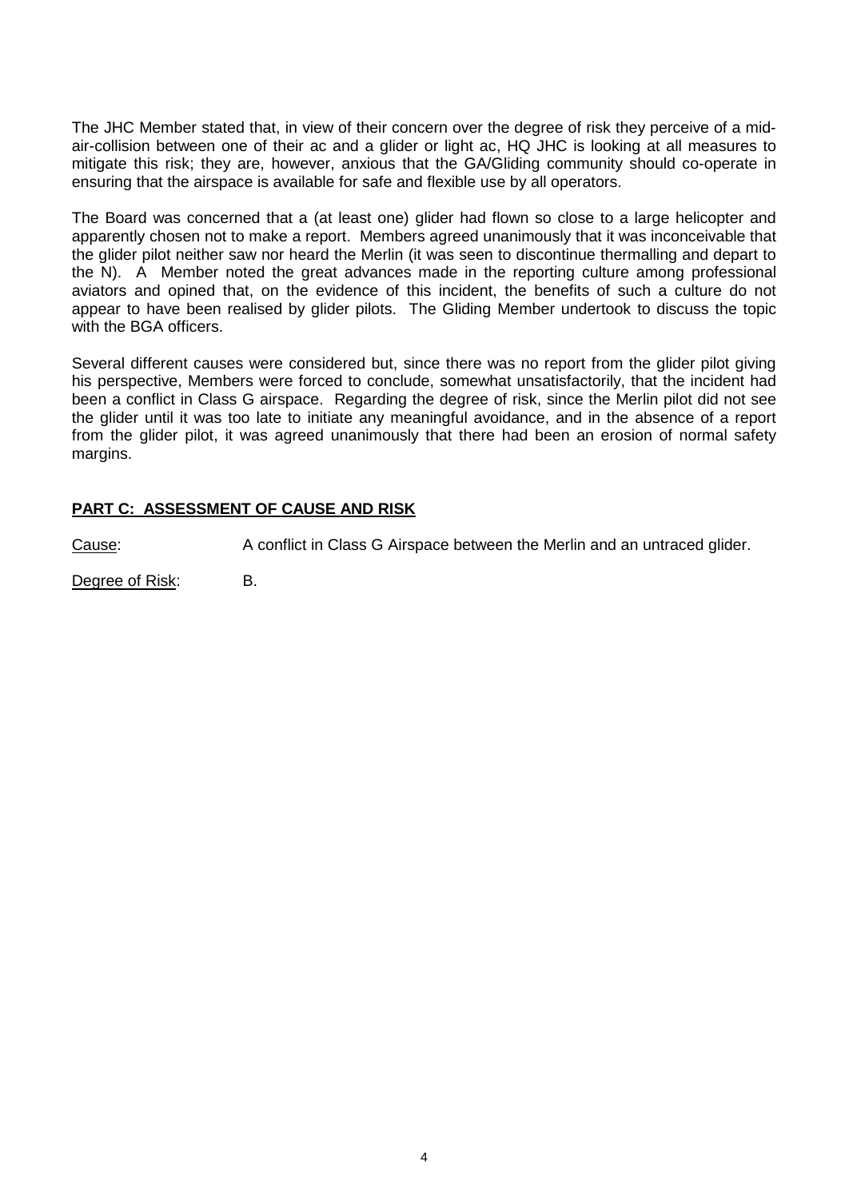The JHC Member stated that, in view of their concern over the degree of risk they perceive of a mid-air-collision between one of their ac and a glider or light ac, HQ JHC is looking at all measures to mitigate this risk; they are, however, anxious that the GA/Gliding community should co-operate in ensuring that the airspace is available for safe and flexible use by all operators.

The Board was concerned that a (at least one) glider had flown so close to a large helicopter and apparently chosen not to make a report. Members agreed unanimously that it was inconceivable that the glider pilot neither saw nor heard the Merlin (it was seen to discontinue thermalling and depart to the N). A Member noted the great advances made in the reporting culture among professional aviators and opined that, on the evidence of this incident, the benefits of such a culture do not appear to have been realised by glider pilots. The Gliding Member undertook to discuss the topic with the BGA officers.

Several different causes were considered but, since there was no report from the glider pilot giving his perspective, Members were forced to conclude, somewhat unsatisfactorily, that the incident had been a conflict in Class G airspace. Regarding the degree of risk, since the Merlin pilot did not see the glider until it was too late to initiate any meaningful avoidance, and in the absence of a report from the glider pilot, it was agreed unanimously that there had been an erosion of normal safety margins.

## PART C: ASSESSMENT OF CAUSE AND RISK

Cause: A conflict in Class G Airspace between the Merlin and an untraced glider.

Degree of Risk: B.